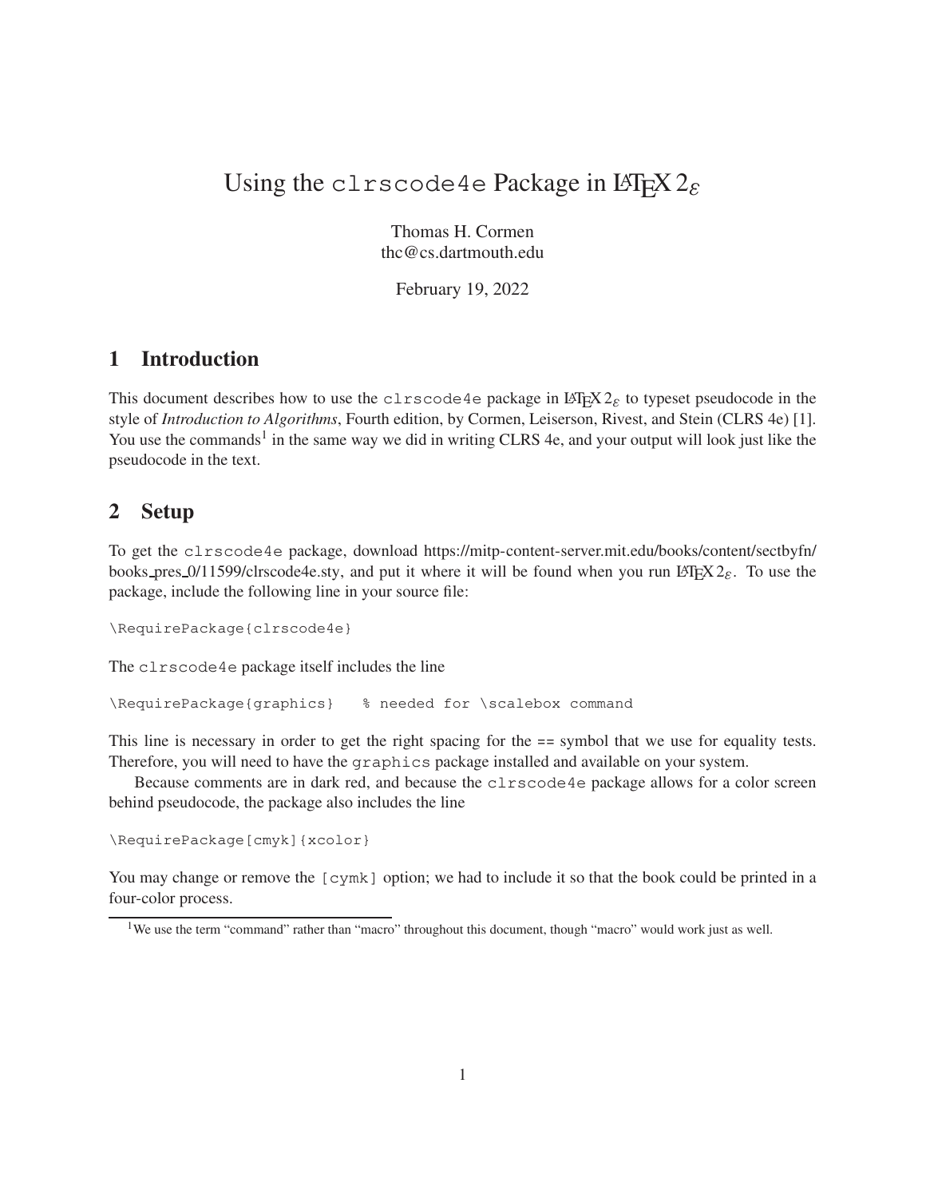# Using the `clrscode4e` Package in LaTeX 2ε

Thomas H. Cormen
thc@cs.dartmouth.edu

February 19, 2022

## 1 Introduction

This document describes how to use the `clrscode4e` package in LaTeX 2ε to typeset pseudocode in the style of *Introduction to Algorithms*, Fourth edition, by Cormen, Leiserson, Rivest, and Stein (CLRS 4e) [1]. You use the commands[1] in the same way we did in writing CLRS 4e, and your output will look just like the pseudocode in the text.

## 2 Setup

To get the `clrscode4e` package, download https://mitp-content-server.mit.edu/books/content/sectbyfn/books_pres_0/11599/clrscode4e.sty, and put it where it will be found when you run LaTeX 2ε. To use the package, include the following line in your source file:

```
\RequirePackage{clrscode4e}
```

The `clrscode4e` package itself includes the line

```
\RequirePackage{graphics}   % needed for \scalebox command
```

This line is necessary in order to get the right spacing for the == symbol that we use for equality tests. Therefore, you will need to have the `graphics` package installed and available on your system.

Because comments are in dark red, and because the `clrscode4e` package allows for a color screen behind pseudocode, the package also includes the line

```
\RequirePackage[cmyk]{xcolor}
```

You may change or remove the `[cymk]` option; we had to include it so that the book could be printed in a four-color process.

[1] We use the term "command" rather than "macro" throughout this document, though "macro" would work just as well.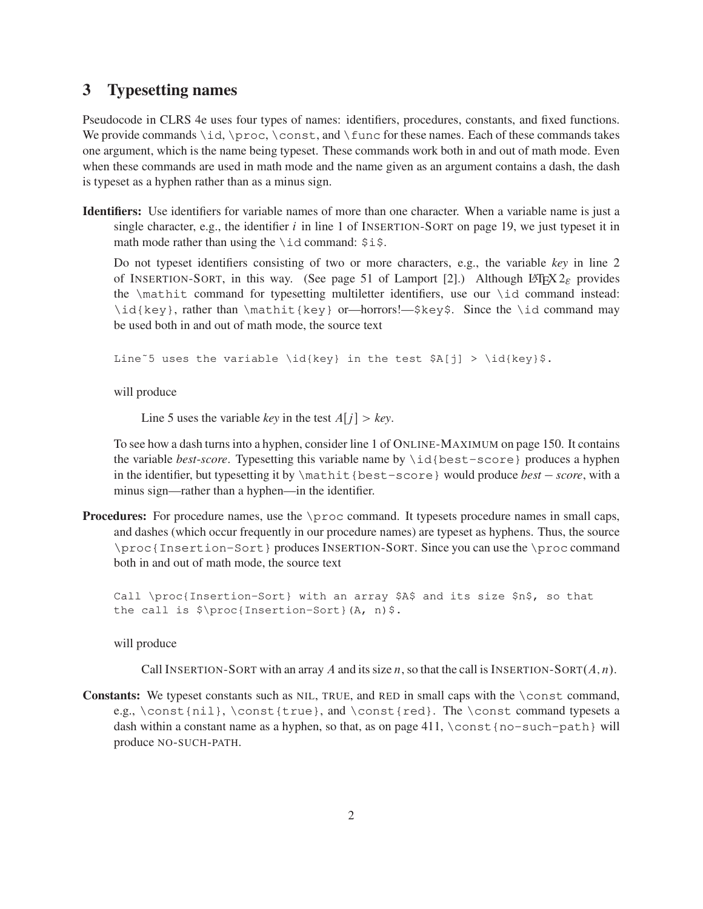## 3 Typesetting names

Pseudocode in CLRS 4e uses four types of names: identifiers, procedures, constants, and fixed functions. We provide commands `\id`, `\proc`, `\const`, and `\func` for these names. Each of these commands takes one argument, which is the name being typeset. These commands work both in and out of math mode. Even when these commands are used in math mode and the name given as an argument contains a dash, the dash is typeset as a hyphen rather than as a minus sign.

**Identifiers:** Use identifiers for variable names of more than one character. When a variable name is just a single character, e.g., the identifier $i$ in line 1 of INSERTION-SORT on page 19, we just typeset it in math mode rather than using the `\id` command: `$i$`.

Do not typeset identifiers consisting of two or more characters, e.g., the variable *key* in line 2 of INSERTION-SORT, in this way. (See page 51 of Lamport [2].) Although LaTeX $2_\varepsilon$ provides the `\mathit` command for typesetting multiletter identifiers, use our `\id` command instead: `\id{key}`, rather than `\mathit{key}` or—horrors!—`$key$`. Since the `\id` command may be used both in and out of math mode, the source text

```
Line~5 uses the variable \id{key} in the test $A[j] > \id{key}$.
```

will produce

> Line 5 uses the variable *key* in the test $A[j] > \mathit{key}$.

To see how a dash turns into a hyphen, consider line 1 of ONLINE-MAXIMUM on page 150. It contains the variable *best-score*. Typesetting this variable name by `\id{best-score}` produces a hyphen in the identifier, but typesetting it by `\mathit{best-score}` would produce $\mathit{best} - \mathit{score}$, with a minus sign—rather than a hyphen—in the identifier.

**Procedures:** For procedure names, use the `\proc` command. It typesets procedure names in small caps, and dashes (which occur frequently in our procedure names) are typeset as hyphens. Thus, the source `\proc{Insertion-Sort}` produces INSERTION-SORT. Since you can use the `\proc` command both in and out of math mode, the source text

```
Call \proc{Insertion-Sort} with an array $A$ and its size $n$, so that
the call is $\proc{Insertion-Sort}(A, n)$.
```

will produce

> Call INSERTION-SORT with an array $A$ and its size $n$, so that the call is INSERTION-SORT$(A, n)$.

**Constants:** We typeset constants such as NIL, TRUE, and RED in small caps with the `\const` command, e.g., `\const{nil}`, `\const{true}`, and `\const{red}`. The `\const` command typesets a dash within a constant name as a hyphen, so that, as on page 411, `\const{no-such-path}` will produce NO-SUCH-PATH.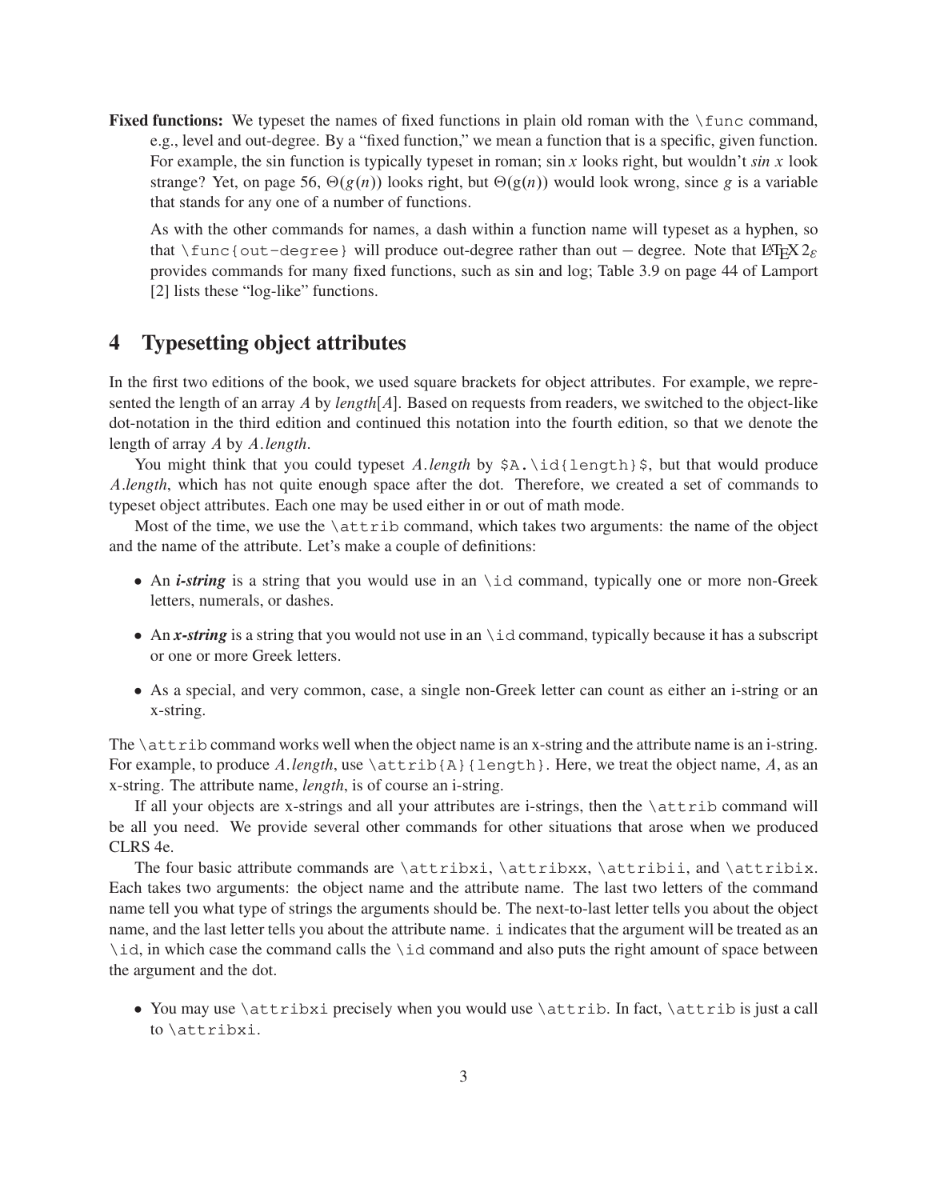**Fixed functions:** We typeset the names of fixed functions in plain old roman with the `\func` command, e.g., level and out-degree. By a "fixed function," we mean a function that is a specific, given function. For example, the sin function is typically typeset in roman; $\sin x$ looks right, but wouldn't *sin* $x$ look strange? Yet, on page 56, $\Theta(g(n))$ looks right, but $\Theta(\mathrm{g}(n))$ would look wrong, since $g$ is a variable that stands for any one of a number of functions.

As with the other commands for names, a dash within a function name will typeset as a hyphen, so that `\func{out-degree}` will produce out-degree rather than $\mathrm{out} - \mathrm{degree}$. Note that $\LaTeX 2_\varepsilon$ provides commands for many fixed functions, such as sin and log; Table 3.9 on page 44 of Lamport [2] lists these "log-like" functions.

## 4 Typesetting object attributes

In the first two editions of the book, we used square brackets for object attributes. For example, we represented the length of an array $A$ by *length*[$A$]. Based on requests from readers, we switched to the object-like dot-notation in the third edition and continued this notation into the fourth edition, so that we denote the length of array $A$ by $A.\mathit{length}$.

You might think that you could typeset $A.\mathit{length}$ by `$A.\id{length}$`, but that would produce $A.\!\mathit{length}$, which has not quite enough space after the dot. Therefore, we created a set of commands to typeset object attributes. Each one may be used either in or out of math mode.

Most of the time, we use the `\attrib` command, which takes two arguments: the name of the object and the name of the attribute. Let's make a couple of definitions:

- An ***i-string*** is a string that you would use in an `\id` command, typically one or more non-Greek letters, numerals, or dashes.
- An ***x-string*** is a string that you would not use in an `\id` command, typically because it has a subscript or one or more Greek letters.
- As a special, and very common, case, a single non-Greek letter can count as either an i-string or an x-string.

The `\attrib` command works well when the object name is an x-string and the attribute name is an i-string. For example, to produce $A.\mathit{length}$, use `\attrib{A}{length}`. Here, we treat the object name, $A$, as an x-string. The attribute name, *length*, is of course an i-string.

If all your objects are x-strings and all your attributes are i-strings, then the `\attrib` command will be all you need. We provide several other commands for other situations that arose when we produced CLRS 4e.

The four basic attribute commands are `\attribxi`, `\attribxx`, `\attribii`, and `\attribix`. Each takes two arguments: the object name and the attribute name. The last two letters of the command name tell you what type of strings the arguments should be. The next-to-last letter tells you about the object name, and the last letter tells you about the attribute name. `i` indicates that the argument will be treated as an `\id`, in which case the command calls the `\id` command and also puts the right amount of space between the argument and the dot.

- You may use `\attribxi` precisely when you would use `\attrib`. In fact, `\attrib` is just a call to `\attribxi`.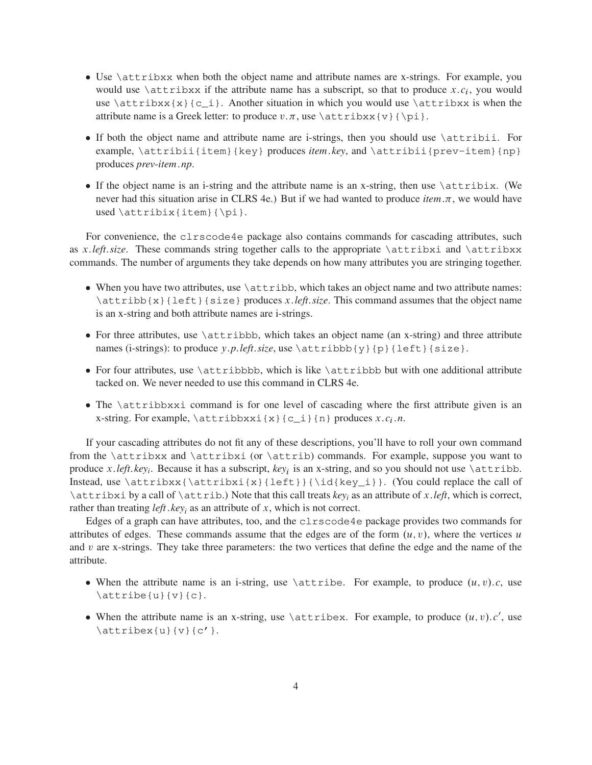- Use `\attribxx` when both the object name and attribute names are x-strings. For example, you would use `\attribxx` if the attribute name has a subscript, so that to produce $x.c_i$, you would use `\attribxx{x}{c_i}`. Another situation in which you would use `\attribxx` is when the attribute name is a Greek letter: to produce $v.\pi$, use `\attribxx{v}{\pi}`.

- If both the object name and attribute name are i-strings, then you should use `\attribii`. For example, `\attribii{item}{key}` produces *item*.*key*, and `\attribii{prev-item}{np}` produces *prev-item*.*np*.

- If the object name is an i-string and the attribute name is an x-string, then use `\attribix`. (We never had this situation arise in CLRS 4e.) But if we had wanted to produce *item*.$\pi$, we would have used `\attribix{item}{\pi}`.

For convenience, the `clrscode4e` package also contains commands for cascading attributes, such as $x$.*left*.*size*. These commands string together calls to the appropriate `\attribxi` and `\attribxx` commands. The number of arguments they take depends on how many attributes you are stringing together.

- When you have two attributes, use `\attribb`, which takes an object name and two attribute names: `\attribb{x}{left}{size}` produces $x$.*left*.*size*. This command assumes that the object name is an x-string and both attribute names are i-strings.

- For three attributes, use `\attribbb`, which takes an object name (an x-string) and three attribute names (i-strings): to produce $y.p$.*left*.*size*, use `\attribbb{y}{p}{left}{size}`.

- For four attributes, use `\attribbbb`, which is like `\attribbb` but with one additional attribute tacked on. We never needed to use this command in CLRS 4e.

- The `\attribbxxi` command is for one level of cascading where the first attribute given is an x-string. For example, `\attribbxxi{x}{c_i}{n}` produces $x.c_i.n$.

If your cascading attributes do not fit any of these descriptions, you'll have to roll your own command from the `\attribxx` and `\attribxi` (or `\attrib`) commands. For example, suppose you want to produce $x$.*left*.$key_i$. Because it has a subscript, $key_i$ is an x-string, and so you should not use `\attribb`. Instead, use `\attribxx{\attribxi{x}{left}}{\id{key_i}}`. (You could replace the call of `\attribxi` by a call of `\attrib`.) Note that this call treats $key_i$ as an attribute of $x$.*left*, which is correct, rather than treating *left*.$key_i$ as an attribute of $x$, which is not correct.

Edges of a graph can have attributes, too, and the `clrscode4e` package provides two commands for attributes of edges. These commands assume that the edges are of the form $(u, v)$, where the vertices $u$ and $v$ are x-strings. They take three parameters: the two vertices that define the edge and the name of the attribute.

- When the attribute name is an i-string, use `\attribe`. For example, to produce $(u, v).c$, use `\attribe{u}{v}{c}`.

- When the attribute name is an x-string, use `\attribex`. For example, to produce $(u, v).c'$, use `\attribex{u}{v}{c'}`.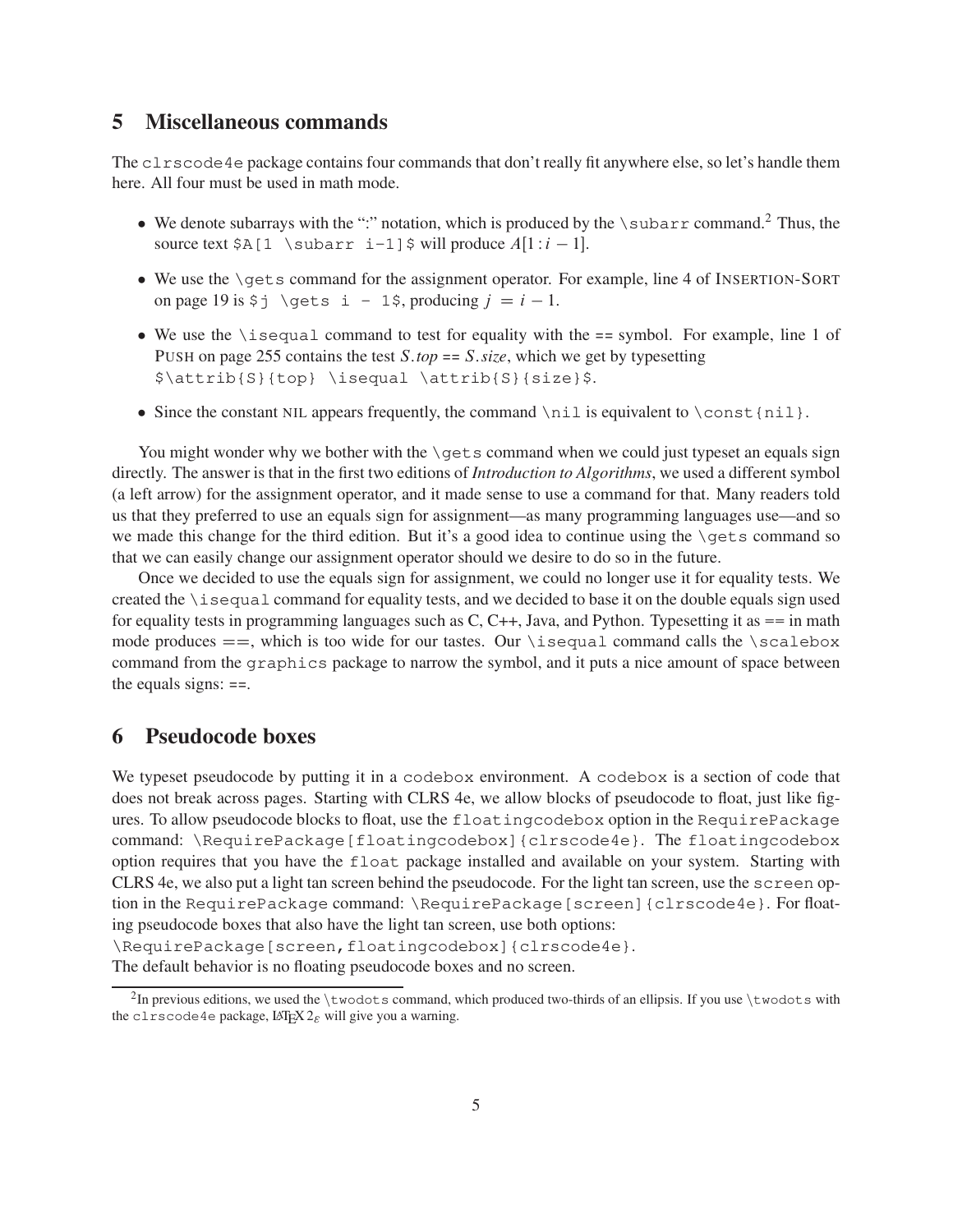## 5 Miscellaneous commands

The `clrscode4e` package contains four commands that don't really fit anywhere else, so let's handle them here. All four must be used in math mode.

- We denote subarrays with the ":" notation, which is produced by the `\subarr` command.[2] Thus, the source text `$A[1 \subarr i-1]$` will produce $A[1:i-1]$.

- We use the `\gets` command for the assignment operator. For example, line 4 of INSERTION-SORT on page 19 is `$j \gets i - 1$`, producing $j = i - 1$.

- We use the `\isequal` command to test for equality with the == symbol. For example, line 1 of PUSH on page 255 contains the test $S.top == S.size$, which we get by typesetting `$\attrib{S}{top} \isequal \attrib{S}{size}$`.

- Since the constant NIL appears frequently, the command `\nil` is equivalent to `\const{nil}`.

You might wonder why we bother with the `\gets` command when we could just typeset an equals sign directly. The answer is that in the first two editions of *Introduction to Algorithms*, we used a different symbol (a left arrow) for the assignment operator, and it made sense to use a command for that. Many readers told us that they preferred to use an equals sign for assignment—as many programming languages use—and so we made this change for the third edition. But it's a good idea to continue using the `\gets` command so that we can easily change our assignment operator should we desire to do so in the future.

Once we decided to use the equals sign for assignment, we could no longer use it for equality tests. We created the `\isequal` command for equality tests, and we decided to base it on the double equals sign used for equality tests in programming languages such as C, C++, Java, and Python. Typesetting it as == in math mode produces $==$, which is too wide for our tastes. Our `\isequal` command calls the `\scalebox` command from the `graphics` package to narrow the symbol, and it puts a nice amount of space between the equals signs: ==.

## 6 Pseudocode boxes

We typeset pseudocode by putting it in a `codebox` environment. A `codebox` is a section of code that does not break across pages. Starting with CLRS 4e, we allow blocks of pseudocode to float, just like figures. To allow pseudocode blocks to float, use the `floatingcodebox` option in the `RequirePackage` command: `\RequirePackage[floatingcodebox]{clrscode4e}`. The `floatingcodebox` option requires that you have the `float` package installed and available on your system. Starting with CLRS 4e, we also put a light tan screen behind the pseudocode. For the light tan screen, use the `screen` option in the `RequirePackage` command: `\RequirePackage[screen]{clrscode4e}`. For floating pseudocode boxes that also have the light tan screen, use both options:
`\RequirePackage[screen,floatingcodebox]{clrscode4e}`.
The default behavior is no floating pseudocode boxes and no screen.

[2] In previous editions, we used the `\twodots` command, which produced two-thirds of an ellipsis. If you use `\twodots` with the `clrscode4e` package, LaTeX $2_\varepsilon$ will give you a warning.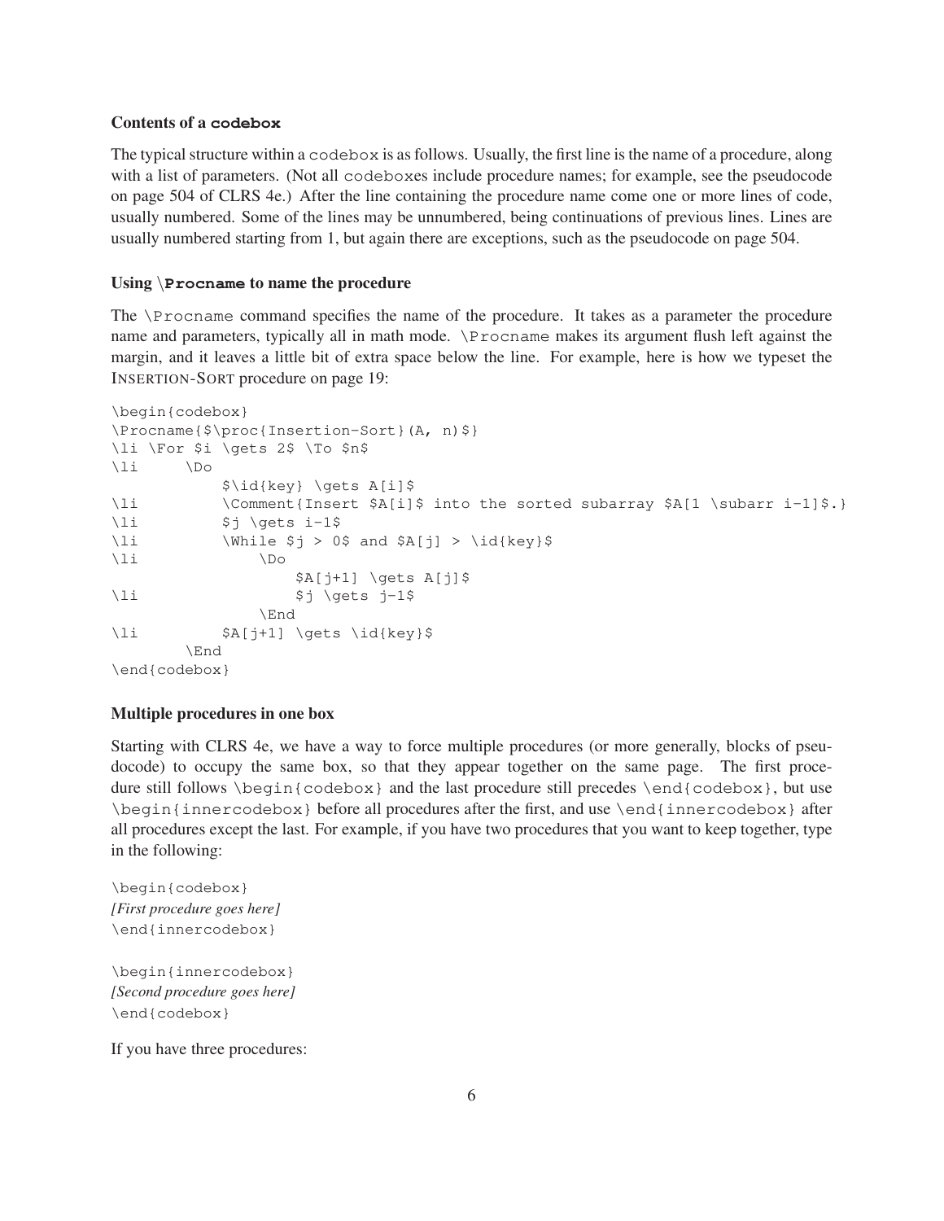### Contents of a `codebox`

The typical structure within a `codebox` is as follows. Usually, the first line is the name of a procedure, along with a list of parameters. (Not all `codebox`es include procedure names; for example, see the pseudocode on page 504 of CLRS 4e.) After the line containing the procedure name come one or more lines of code, usually numbered. Some of the lines may be unnumbered, being continuations of previous lines. Lines are usually numbered starting from 1, but again there are exceptions, such as the pseudocode on page 504.

### Using `\Procname` to name the procedure

The `\Procname` command specifies the name of the procedure. It takes as a parameter the procedure name and parameters, typically all in math mode. `\Procname` makes its argument flush left against the margin, and it leaves a little bit of extra space below the line. For example, here is how we typeset the INSERTION-SORT procedure on page 19:

```
\begin{codebox}
\Procname{$\proc{Insertion-Sort}(A, n)$}
\li \For $i \gets 2$ \To $n$
\li     \Do
            $\id{key} \gets A[i]$
\li         \Comment{Insert $A[i]$ into the sorted subarray $A[1 \subarr i-1]$.}
\li         $j \gets i-1$
\li         \While $j > 0$ and $A[j] > \id{key}$
\li             \Do
                    $A[j+1] \gets A[j]$
\li                 $j \gets j-1$
                \End
\li         $A[j+1] \gets \id{key}$
        \End
\end{codebox}
```

### Multiple procedures in one box

Starting with CLRS 4e, we have a way to force multiple procedures (or more generally, blocks of pseudocode) to occupy the same box, so that they appear together on the same page. The first procedure still follows `\begin{codebox}` and the last procedure still precedes `\end{codebox}`, but use `\begin{innercodebox}` before all procedures after the first, and use `\end{innercodebox}` after all procedures except the last. For example, if you have two procedures that you want to keep together, type in the following:

```
\begin{codebox}
[First procedure goes here]
\end{innercodebox}

\begin{innercodebox}
[Second procedure goes here]
\end{codebox}
```

If you have three procedures: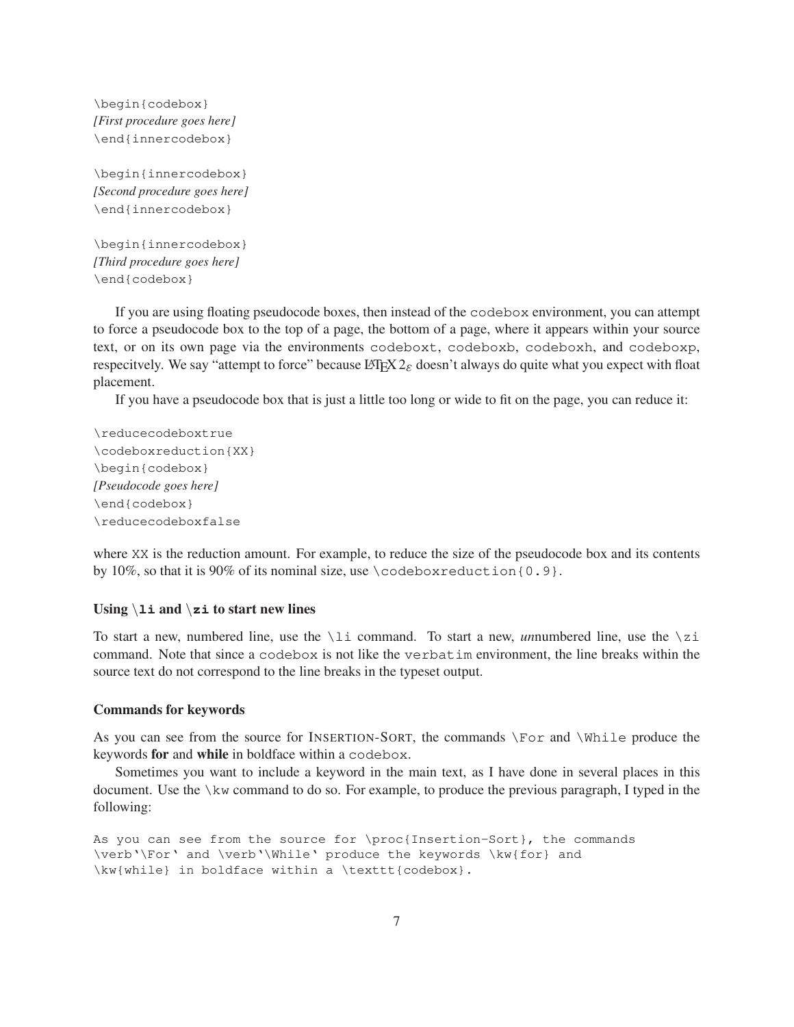```
\begin{codebox}
[First procedure goes here]
\end{innercodebox}

\begin{innercodebox}
[Second procedure goes here]
\end{innercodebox}

\begin{innercodebox}
[Third procedure goes here]
\end{codebox}
```

If you are using floating pseudocode boxes, then instead of the `codebox` environment, you can attempt to force a pseudocode box to the top of a page, the bottom of a page, where it appears within your source text, or on its own page via the environments `codeboxt`, `codeboxb`, `codeboxh`, and `codeboxp`, respecitvely. We say "attempt to force" because LaTeX $2_\varepsilon$ doesn't always do quite what you expect with float placement.

If you have a pseudocode box that is just a little too long or wide to fit on the page, you can reduce it:

```
\reducecodeboxtrue
\codeboxreduction{XX}
\begin{codebox}
[Pseudocode goes here]
\end{codebox}
\reducecodeboxfalse
```

where `XX` is the reduction amount. For example, to reduce the size of the pseudocode box and its contents by 10%, so that it is 90% of its nominal size, use `\codeboxreduction{0.9}`.

### Using `\li` and `\zi` to start new lines

To start a new, numbered line, use the `\li` command. To start a new, *un*numbered line, use the `\zi` command. Note that since a `codebox` is not like the `verbatim` environment, the line breaks within the source text do not correspond to the line breaks in the typeset output.

### Commands for keywords

As you can see from the source for INSERTION-SORT, the commands `\For` and `\While` produce the keywords **for** and **while** in boldface within a `codebox`.

Sometimes you want to include a keyword in the main text, as I have done in several places in this document. Use the `\kw` command to do so. For example, to produce the previous paragraph, I typed in the following:

```
As you can see from the source for \proc{Insertion-Sort}, the commands
\verb'\For' and \verb'\While' produce the keywords \kw{for} and
\kw{while} in boldface within a \texttt{codebox}.
```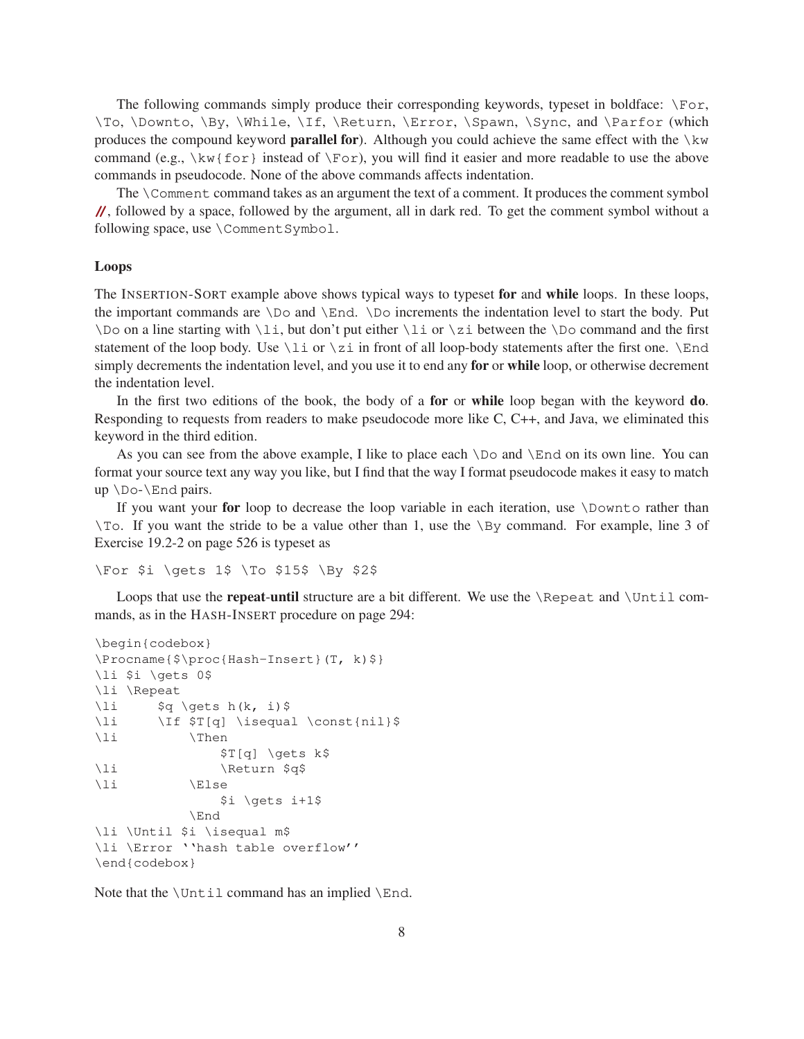The following commands simply produce their corresponding keywords, typeset in boldface: `\For`, `\To`, `\Downto`, `\By`, `\While`, `\If`, `\Return`, `\Error`, `\Spawn`, `\Sync`, and `\Parfor` (which produces the compound keyword **parallel for**). Although you could achieve the same effect with the `\kw` command (e.g., `\kw{for}` instead of `\For`), you will find it easier and more readable to use the above commands in pseudocode. None of the above commands affects indentation.

The `\Comment` command takes as an argument the text of a comment. It produces the comment symbol **//**, followed by a space, followed by the argument, all in dark red. To get the comment symbol without a following space, use `\CommentSymbol`.

### Loops

The INSERTION-SORT example above shows typical ways to typeset **for** and **while** loops. In these loops, the important commands are `\Do` and `\End`. `\Do` increments the indentation level to start the body. Put `\Do` on a line starting with `\li`, but don't put either `\li` or `\zi` between the `\Do` command and the first statement of the loop body. Use `\li` or `\zi` in front of all loop-body statements after the first one. `\End` simply decrements the indentation level, and you use it to end any **for** or **while** loop, or otherwise decrement the indentation level.

In the first two editions of the book, the body of a **for** or **while** loop began with the keyword **do**. Responding to requests from readers to make pseudocode more like C, C++, and Java, we eliminated this keyword in the third edition.

As you can see from the above example, I like to place each `\Do` and `\End` on its own line. You can format your source text any way you like, but I find that the way I format pseudocode makes it easy to match up `\Do`-`\End` pairs.

If you want your **for** loop to decrease the loop variable in each iteration, use `\Downto` rather than `\To`. If you want the stride to be a value other than 1, use the `\By` command. For example, line 3 of Exercise 19.2-2 on page 526 is typeset as

```
\For $i \gets 1$ \To $15$ \By $2$
```

Loops that use the **repeat**-**until** structure are a bit different. We use the `\Repeat` and `\Until` commands, as in the HASH-INSERT procedure on page 294:

```
\begin{codebox}
\Procname{$\proc{Hash-Insert}(T, k)$}
\li $i \gets 0$
\li \Repeat
\li     $q \gets h(k, i)$
\li     \If $T[q] \isequal \const{nil}$
\li         \Then
                $T[q] \gets k$
\li             \Return $q$
\li         \Else
                $i \gets i+1$
            \End
\li \Until $i \isequal m$
\li \Error ``hash table overflow''
\end{codebox}
```

Note that the `\Until` command has an implied `\End`.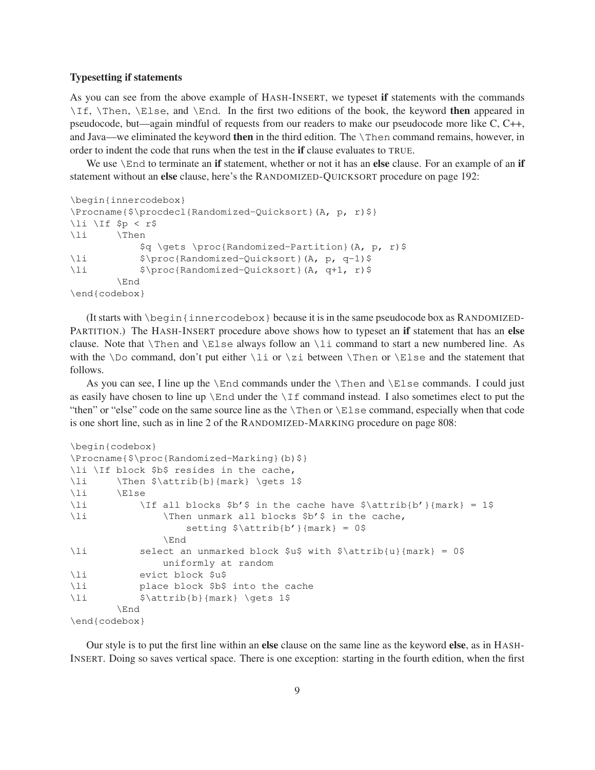### Typesetting if statements

As you can see from the above example of HASH-INSERT, we typeset **if** statements with the commands `\If`, `\Then`, `\Else`, and `\End`. In the first two editions of the book, the keyword **then** appeared in pseudocode, but—again mindful of requests from our readers to make our pseudocode more like C, C++, and Java—we eliminated the keyword **then** in the third edition. The `\Then` command remains, however, in order to indent the code that runs when the test in the **if** clause evaluates to TRUE.

We use `\End` to terminate an **if** statement, whether or not it has an **else** clause. For an example of an **if** statement without an **else** clause, here's the RANDOMIZED-QUICKSORT procedure on page 192:

```
\begin{innercodebox}
\Procname{$\procdecl{Randomized-Quicksort}(A, p, r)$}
\li \If $p < r$
\li     \Then
            $q \gets \proc{Randomized-Partition}(A, p, r)$
\li         $\proc{Randomized-Quicksort}(A, p, q-1)$
\li         $\proc{Randomized-Quicksort}(A, q+1, r)$
        \End
\end{codebox}
```

(It starts with `\begin{innercodebox}` because it is in the same pseudocode box as RANDOMIZED-PARTITION.) The HASH-INSERT procedure above shows how to typeset an **if** statement that has an **else** clause. Note that `\Then` and `\Else` always follow an `\li` command to start a new numbered line. As with the `\Do` command, don't put either `\li` or `\zi` between `\Then` or `\Else` and the statement that follows.

As you can see, I line up the `\End` commands under the `\Then` and `\Else` commands. I could just as easily have chosen to line up `\End` under the `\If` command instead. I also sometimes elect to put the "then" or "else" code on the same source line as the `\Then` or `\Else` command, especially when that code is one short line, such as in line 2 of the RANDOMIZED-MARKING procedure on page 808:

```
\begin{codebox}
\Procname{$\proc{Randomized-Marking}(b)$}
\li \If block $b$ resides in the cache,
\li     \Then $\attrib{b}{mark} \gets 1$
\li     \Else
\li         \If all blocks $b'$ in the cache have $\attrib{b'}{mark} = 1$
\li             \Then unmark all blocks $b'$ in the cache,
                    setting $\attrib{b'}{mark} = 0$
                \End
\li         select an unmarked block $u$ with $\attrib{u}{mark} = 0$
                uniformly at random
\li         evict block $u$
\li         place block $b$ into the cache
\li         $\attrib{b}{mark} \gets 1$
        \End
\end{codebox}
```

Our style is to put the first line within an **else** clause on the same line as the keyword **else**, as in HASH-INSERT. Doing so saves vertical space. There is one exception: starting in the fourth edition, when the first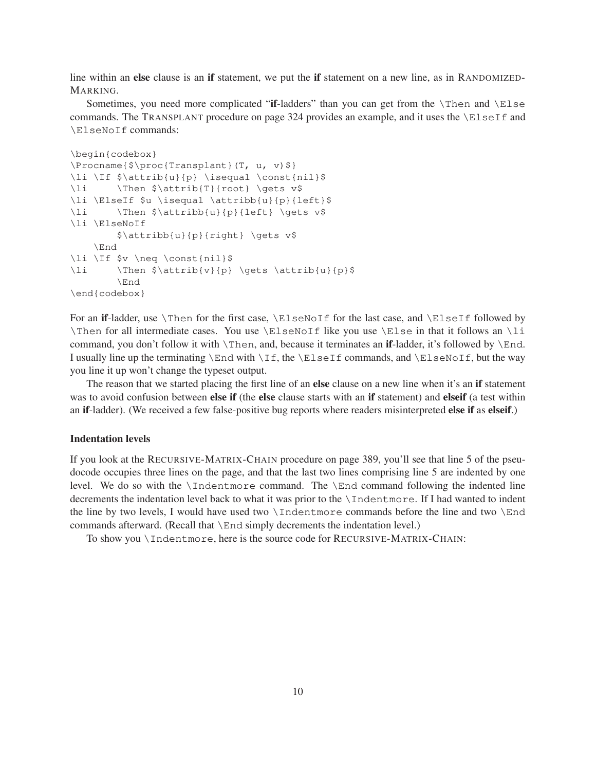line within an **else** clause is an **if** statement, we put the **if** statement on a new line, as in RANDOMIZED-MARKING.

Sometimes, you need more complicated "**if**-ladders" than you can get from the `\Then` and `\Else` commands. The TRANSPLANT procedure on page 324 provides an example, and it uses the `\ElseIf` and `\ElseNoIf` commands:

```
\begin{codebox}
\Procname{$\proc{Transplant}(T, u, v)$}
\li \If $\attrib{u}{p} \isequal \const{nil}$
\li     \Then $\attrib{T}{root} \gets v$
\li \ElseIf $u \isequal \attribb{u}{p}{left}$
\li     \Then $\attribb{u}{p}{left} \gets v$
\li \ElseNoIf
        $\attribb{u}{p}{right} \gets v$
    \End
\li \If $v \neq \const{nil}$
\li     \Then $\attrib{v}{p} \gets \attrib{u}{p}$
        \End
\end{codebox}
```

For an **if**-ladder, use `\Then` for the first case, `\ElseNoIf` for the last case, and `\ElseIf` followed by `\Then` for all intermediate cases. You use `\ElseNoIf` like you use `\Else` in that it follows an `\li` command, you don't follow it with `\Then`, and, because it terminates an **if**-ladder, it's followed by `\End`. I usually line up the terminating `\End` with `\If`, the `\ElseIf` commands, and `\ElseNoIf`, but the way you line it up won't change the typeset output.

The reason that we started placing the first line of an **else** clause on a new line when it's an **if** statement was to avoid confusion between **else if** (the **else** clause starts with an **if** statement) and **elseif** (a test within an **if**-ladder). (We received a few false-positive bug reports where readers misinterpreted **else if** as **elseif**.)

### Indentation levels

If you look at the RECURSIVE-MATRIX-CHAIN procedure on page 389, you'll see that line 5 of the pseudocode occupies three lines on the page, and that the last two lines comprising line 5 are indented by one level. We do so with the `\Indentmore` command. The `\End` command following the indented line decrements the indentation level back to what it was prior to the `\Indentmore`. If I had wanted to indent the line by two levels, I would have used two `\Indentmore` commands before the line and two `\End` commands afterward. (Recall that `\End` simply decrements the indentation level.)

To show you `\Indentmore`, here is the source code for RECURSIVE-MATRIX-CHAIN: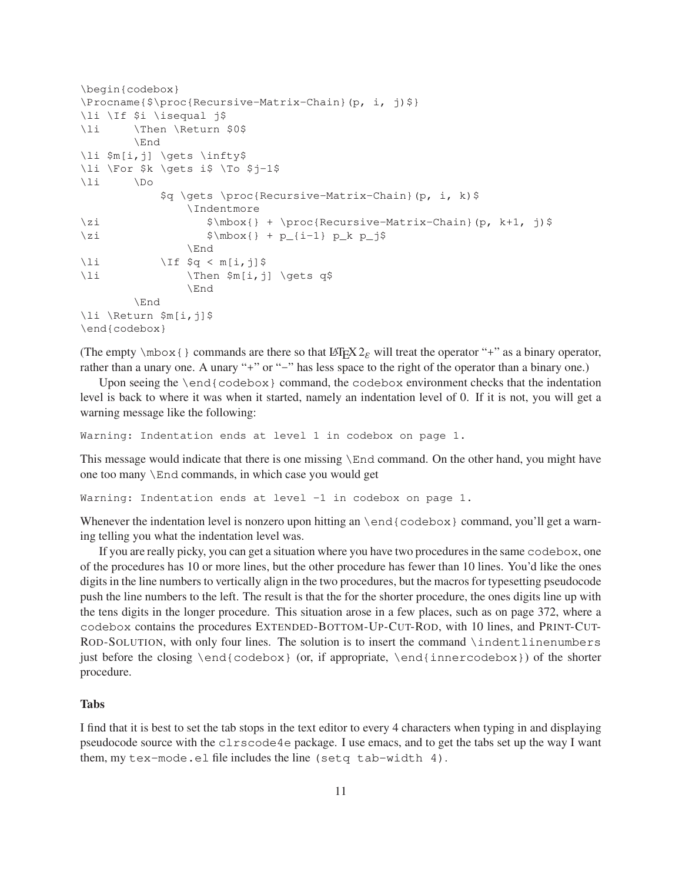```
\begin{codebox}
\Procname{$\proc{Recursive-Matrix-Chain}(p, i, j)$}
\li \If $i \isequal j$
\li     \Then \Return $0$
        \End
\li $m[i,j] \gets \infty$
\li \For $k \gets i$ \To $j-1$
\li     \Do
            $q \gets \proc{Recursive-Matrix-Chain}(p, i, k)$
                \Indentmore
\zi                 $\mbox{} + \proc{Recursive-Matrix-Chain}(p, k+1, j)$
\zi                 $\mbox{} + p_{i-1} p_k p_j$
                \End
\li         \If $q < m[i,j]$
\li             \Then $m[i,j] \gets q$
                \End
        \End
\li \Return $m[i,j]$
\end{codebox}
```

(The empty `\mbox{}` commands are there so that LaTeX $2_\varepsilon$ will treat the operator "+" as a binary operator, rather than a unary one. A unary "+" or "−" has less space to the right of the operator than a binary one.)

Upon seeing the `\end{codebox}` command, the `codebox` environment checks that the indentation level is back to where it was when it started, namely an indentation level of 0. If it is not, you will get a warning message like the following:

```
Warning: Indentation ends at level 1 in codebox on page 1.
```

This message would indicate that there is one missing `\End` command. On the other hand, you might have one too many `\End` commands, in which case you would get

```
Warning: Indentation ends at level -1 in codebox on page 1.
```

Whenever the indentation level is nonzero upon hitting an `\end{codebox}` command, you'll get a warning telling you what the indentation level was.

If you are really picky, you can get a situation where you have two procedures in the same `codebox`, one of the procedures has 10 or more lines, but the other procedure has fewer than 10 lines. You'd like the ones digits in the line numbers to vertically align in the two procedures, but the macros for typesetting pseudocode push the line numbers to the left. The result is that the for the shorter procedure, the ones digits line up with the tens digits in the longer procedure. This situation arose in a few places, such as on page 372, where a `codebox` contains the procedures EXTENDED-BOTTOM-UP-CUT-ROD, with 10 lines, and PRINT-CUT-ROD-SOLUTION, with only four lines. The solution is to insert the command `\indentlinenumbers` just before the closing `\end{codebox}` (or, if appropriate, `\end{innercodebox}`) of the shorter procedure.

### Tabs

I find that it is best to set the tab stops in the text editor to every 4 characters when typing in and displaying pseudocode source with the `clrscode4e` package. I use emacs, and to get the tabs set up the way I want them, my `tex-mode.el` file includes the line `(setq tab-width 4)`.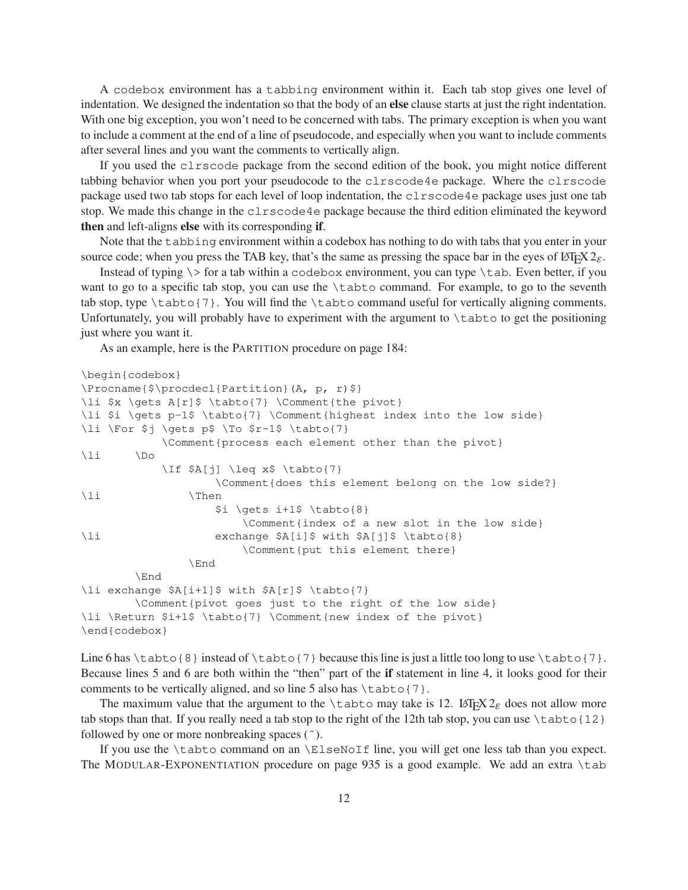A `codebox` environment has a `tabbing` environment within it. Each tab stop gives one level of indentation. We designed the indentation so that the body of an **else** clause starts at just the right indentation. With one big exception, you won't need to be concerned with tabs. The primary exception is when you want to include a comment at the end of a line of pseudocode, and especially when you want to include comments after several lines and you want the comments to vertically align.

If you used the `clrscode` package from the second edition of the book, you might notice different tabbing behavior when you port your pseudocode to the `clrscode4e` package. Where the `clrscode` package used two tab stops for each level of loop indentation, the `clrscode4e` package uses just one tab stop. We made this change in the `clrscode4e` package because the third edition eliminated the keyword **then** and left-aligns **else** with its corresponding **if**.

Note that the `tabbing` environment within a codebox has nothing to do with tabs that you enter in your source code; when you press the TAB key, that's the same as pressing the space bar in the eyes of LaTeX $2_\varepsilon$.

Instead of typing `\>` for a tab within a `codebox` environment, you can type `\tab`. Even better, if you want to go to a specific tab stop, you can use the `\tabto` command. For example, to go to the seventh tab stop, type `\tabto{7}`. You will find the `\tabto` command useful for vertically aligning comments. Unfortunately, you will probably have to experiment with the argument to `\tabto` to get the positioning just where you want it.

As an example, here is the PARTITION procedure on page 184:

```
\begin{codebox}
\Procname{$\procdecl{Partition}(A, p, r)$}
\li $x \gets A[r]$ \tabto{7} \Comment{the pivot}
\li $i \gets p-1$ \tabto{7} \Comment{highest index into the low side}
\li \For $j \gets p$ \To $r-1$ \tabto{7}
            \Comment{process each element other than the pivot}
\li     \Do
            \If $A[j] \leq x$ \tabto{7}
                    \Comment{does this element belong on the low side?}
\li             \Then
                    $i \gets i+1$ \tabto{8}
                        \Comment{index of a new slot in the low side}
\li                 exchange $A[i]$ with $A[j]$ \tabto{8}
                        \Comment{put this element there}
                \End
        \End
\li exchange $A[i+1]$ with $A[r]$ \tabto{7}
        \Comment{pivot goes just to the right of the low side}
\li \Return $i+1$ \tabto{7} \Comment{new index of the pivot}
\end{codebox}
```

Line 6 has `\tabto{8}` instead of `\tabto{7}` because this line is just a little too long to use `\tabto{7}`. Because lines 5 and 6 are both within the "then" part of the **if** statement in line 4, it looks good for their comments to be vertically aligned, and so line 5 also has `\tabto{7}`.

The maximum value that the argument to the `\tabto` may take is 12. LaTeX $2_\varepsilon$ does not allow more tab stops than that. If you really need a tab stop to the right of the 12th tab stop, you can use `\tabto{12}` followed by one or more nonbreaking spaces (`~`).

If you use the `\tabto` command on an `\ElseNoIf` line, you will get one less tab than you expect. The MODULAR-EXPONENTIATION procedure on page 935 is a good example. We add an extra `\tab`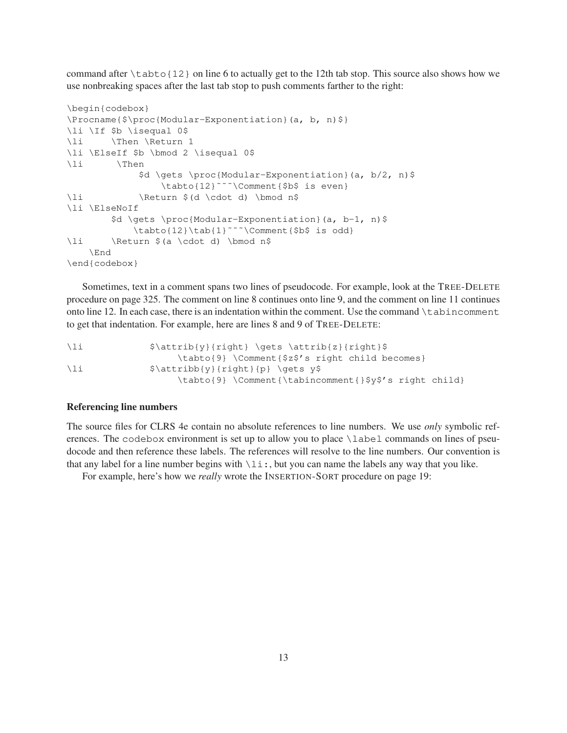command after `\tabto{12}` on line 6 to actually get to the 12th tab stop. This source also shows how we use nonbreaking spaces after the last tab stop to push comments farther to the right:

```
\begin{codebox}
\Procname{$\proc{Modular-Exponentiation}(a, b, n)$}
\li \If $b \isequal 0$
\li     \Then \Return 1
\li \ElseIf $b \bmod 2 \isequal 0$
\li      \Then
             $d \gets \proc{Modular-Exponentiation}(a, b/2, n)$
                 \tabto{12}~~~\Comment{$b$ is even}
\li          \Return $(d \cdot d) \bmod n$
\li \ElseNoIf
        $d \gets \proc{Modular-Exponentiation}(a, b-1, n)$
            \tabto{12}\tab{1}~~~\Comment{$b$ is odd}
\li     \Return $(a \cdot d) \bmod n$
    \End
\end{codebox}
```

Sometimes, text in a comment spans two lines of pseudocode. For example, look at the TREE-DELETE procedure on page 325. The comment on line 8 continues onto line 9, and the comment on line 11 continues onto line 12. In each case, there is an indentation within the comment. Use the command `\tabincomment` to get that indentation. For example, here are lines 8 and 9 of TREE-DELETE:

```
\li            $\attrib{y}{right} \gets \attrib{z}{right}$
                   \tabto{9} \Comment{$z$'s right child becomes}
\li            $\attribb{y}{right}{p} \gets y$
                   \tabto{9} \Comment{\tabincomment{}$y$'s right child}
```

#### Referencing line numbers

The source files for CLRS 4e contain no absolute references to line numbers. We use *only* symbolic references. The `codebox` environment is set up to allow you to place `\label` commands on lines of pseudocode and then reference these labels. The references will resolve to the line numbers. Our convention is that any label for a line number begins with `\li:`, but you can name the labels any way that you like.

For example, here's how we *really* wrote the INSERTION-SORT procedure on page 19: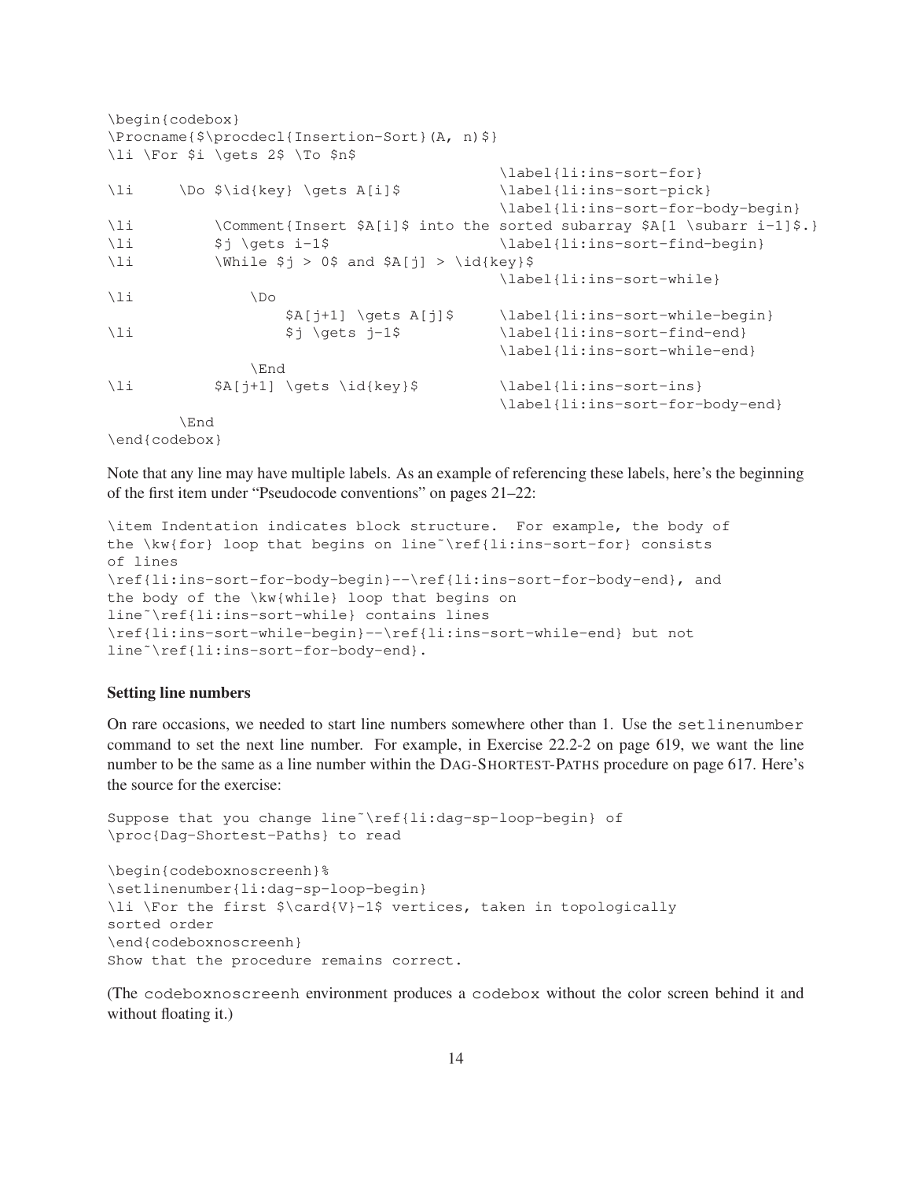```
\begin{codebox}
\Procname{$\procdecl{Insertion-Sort}(A, n)$}
\li \For $i \gets 2$ \To $n$
                                            \label{li:ins-sort-for}
\li     \Do $\id{key} \gets A[i]$           \label{li:ins-sort-pick}
                                            \label{li:ins-sort-for-body-begin}
\li         \Comment{Insert $A[i]$ into the sorted subarray $A[1 \subarr i-1]$.}
\li         $j \gets i-1$                   \label{li:ins-sort-find-begin}
\li         \While $j > 0$ and $A[j] > \id{key}$
                                            \label{li:ins-sort-while}
\li             \Do
                    $A[j+1] \gets A[j]$     \label{li:ins-sort-while-begin}
\li                 $j \gets j-1$           \label{li:ins-sort-find-end}
                                            \label{li:ins-sort-while-end}
                \End
\li         $A[j+1] \gets \id{key}$         \label{li:ins-sort-ins}
                                            \label{li:ins-sort-for-body-end}
        \End
\end{codebox}
```

Note that any line may have multiple labels. As an example of referencing these labels, here's the beginning of the first item under "Pseudocode conventions" on pages 21–22:

```
\item Indentation indicates block structure.  For example, the body of
the \kw{for} loop that begins on line~\ref{li:ins-sort-for} consists
of lines
\ref{li:ins-sort-for-body-begin}--\ref{li:ins-sort-for-body-end}, and
the body of the \kw{while} loop that begins on
line~\ref{li:ins-sort-while} contains lines
\ref{li:ins-sort-while-begin}--\ref{li:ins-sort-while-end} but not
line~\ref{li:ins-sort-for-body-end}.
```

### Setting line numbers

On rare occasions, we needed to start line numbers somewhere other than 1. Use the `setlinenumber` command to set the next line number. For example, in Exercise 22.2-2 on page 619, we want the line number to be the same as a line number within the DAG-SHORTEST-PATHS procedure on page 617. Here's the source for the exercise:

```
Suppose that you change line~\ref{li:dag-sp-loop-begin} of
\proc{Dag-Shortest-Paths} to read

\begin{codeboxnoscreenh}%
\setlinenumber{li:dag-sp-loop-begin}
\li \For the first $\card{V}-1$ vertices, taken in topologically
sorted order
\end{codeboxnoscreenh}
Show that the procedure remains correct.
```

(The `codeboxnoscreenh` environment produces a `codebox` without the color screen behind it and without floating it.)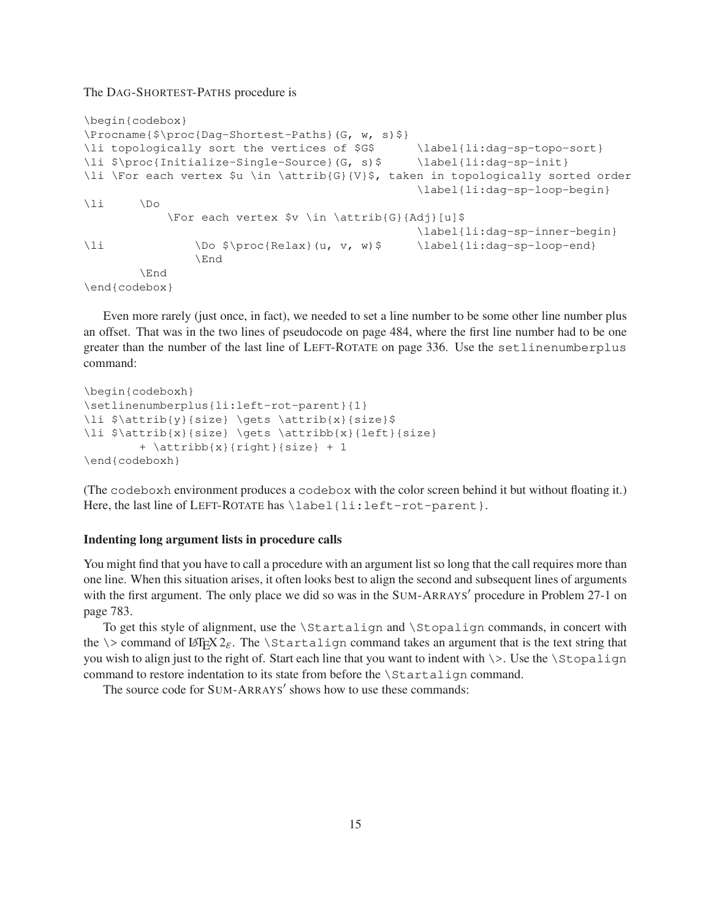The DAG-SHORTEST-PATHS procedure is

```
\begin{codebox}
\Procname{$\proc{Dag-Shortest-Paths}(G, w, s)$}
\li topologically sort the vertices of $G$      \label{li:dag-sp-topo-sort}
\li $\proc{Initialize-Single-Source}(G, s)$     \label{li:dag-sp-init}
\li \For each vertex $u \in \attrib{G}{V}$, taken in topologically sorted order
                                                \label{li:dag-sp-loop-begin}
\li     \Do
            \For each vertex $v \in \attrib{G}{Adj}[u]$
                                                \label{li:dag-sp-inner-begin}
\li             \Do $\proc{Relax}(u, v, w)$     \label{li:dag-sp-loop-end}
                \End
        \End
\end{codebox}
```

Even more rarely (just once, in fact), we needed to set a line number to be some other line number plus an offset. That was in the two lines of pseudocode on page 484, where the first line number had to be one greater than the number of the last line of LEFT-ROTATE on page 336. Use the `setlinenumberplus` command:

```
\begin{codeboxh}
\setlinenumberplus{li:left-rot-parent}{1}
\li $\attrib{y}{size} \gets \attrib{x}{size}$
\li $\attrib{x}{size} \gets \attribb{x}{left}{size}
        + \attribb{x}{right}{size} + 1
\end{codeboxh}
```

(The `codeboxh` environment produces a `codebox` with the color screen behind it but without floating it.) Here, the last line of LEFT-ROTATE has `\label{li:left-rot-parent}`.

### Indenting long argument lists in procedure calls

You might find that you have to call a procedure with an argument list so long that the call requires more than one line. When this situation arises, it often looks best to align the second and subsequent lines of arguments with the first argument. The only place we did so was in the SUM-ARRAYS′ procedure in Problem 27-1 on page 783.

To get this style of alignment, use the `\Startalign` and `\Stopalign` commands, in concert with the `\>` command of LaTeX 2ε. The `\Startalign` command takes an argument that is the text string that you wish to align just to the right of. Start each line that you want to indent with `\>`. Use the `\Stopalign` command to restore indentation to its state from before the `\Startalign` command.

The source code for SUM-ARRAYS′ shows how to use these commands: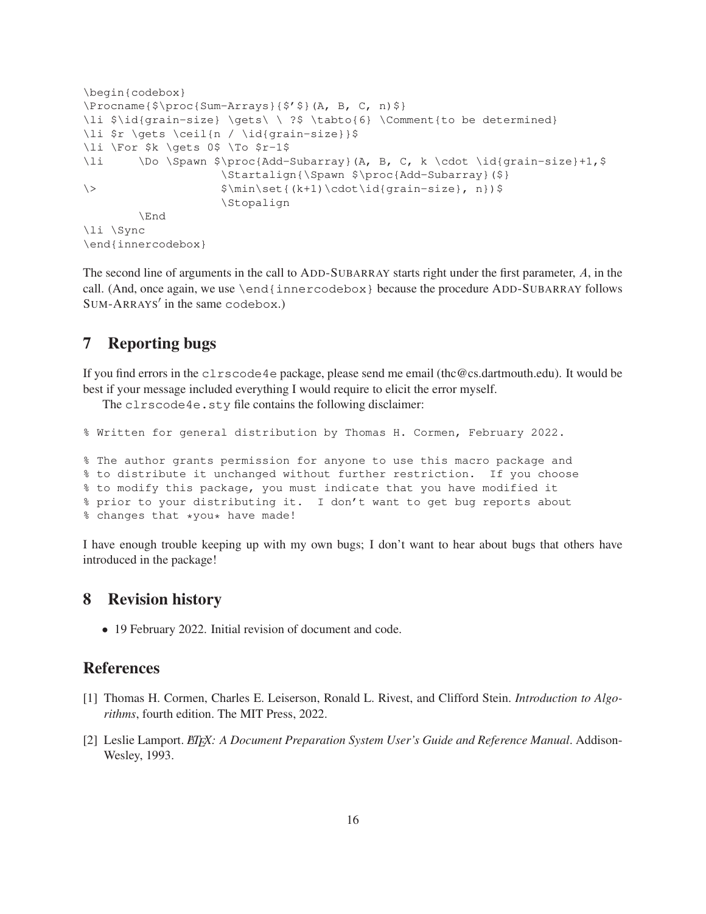```
\begin{codebox}
\Procname{$\proc{Sum-Arrays}{$'$}(A, B, C, n)$}
\li $\id{grain-size} \gets\ \ ?$ \tabto{6} \Comment{to be determined}
\li $r \gets \ceil{n / \id{grain-size}}$
\li \For $k \gets 0$ \To $r-1$
\li     \Do \Spawn $\proc{Add-Subarray}(A, B, C, k \cdot \id{grain-size}+1,$
                    \Startalign{\Spawn $\proc{Add-Subarray}($}
\>                  $\min\set{(k+1)\cdot\id{grain-size}, n})$
                    \Stopalign
        \End
\li \Sync
\end{innercodebox}
```

The second line of arguments in the call to ADD-SUBARRAY starts right under the first parameter, $A$, in the call. (And, once again, we use `\end{innercodebox}` because the procedure ADD-SUBARRAY follows SUM-ARRAYS$'$ in the same `codebox`.)

## 7 Reporting bugs

If you find errors in the `clrscode4e` package, please send me email (thc@cs.dartmouth.edu). It would be best if your message included everything I would require to elicit the error myself.

The `clrscode4e.sty` file contains the following disclaimer:

```
% Written for general distribution by Thomas H. Cormen, February 2022.

% The author grants permission for anyone to use this macro package and
% to distribute it unchanged without further restriction.  If you choose
% to modify this package, you must indicate that you have modified it
% prior to your distributing it.  I don't want to get bug reports about
% changes that *you* have made!
```

I have enough trouble keeping up with my own bugs; I don't want to hear about bugs that others have introduced in the package!

## 8 Revision history

- 19 February 2022. Initial revision of document and code.

## References

[1] Thomas H. Cormen, Charles E. Leiserson, Ronald L. Rivest, and Clifford Stein. *Introduction to Algorithms*, fourth edition. The MIT Press, 2022.

[2] Leslie Lamport. *LaTeX: A Document Preparation System User's Guide and Reference Manual*. Addison-Wesley, 1993.